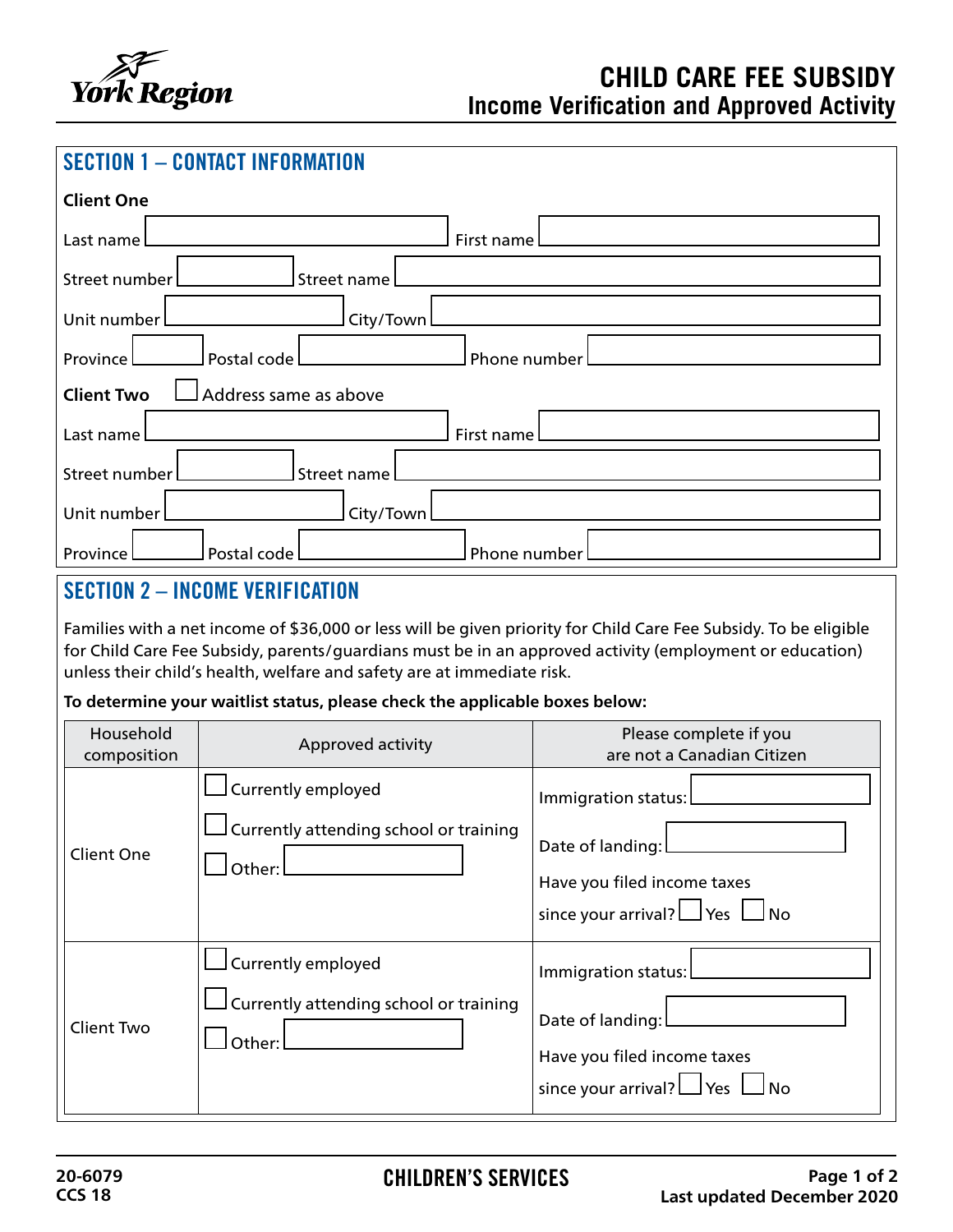York Region

# CHILD CARE FEE SUBSIDY
## Income Verification and Approved Activity

## SECTION 1 – CONTACT INFORMATION

**Client One**

Last name ______ First name ______

Street number ______ Street name ______

Unit number ______ City/Town ______

Province ______ Postal code ______ Phone number ______

**Client Two** ☐ Address same as above

Last name ______ First name ______

Street number ______ Street name ______

Unit number ______ City/Town ______

Province ______ Postal code ______ Phone number ______

## SECTION 2 – INCOME VERIFICATION

Families with a net income of $36,000 or less will be given priority for Child Care Fee Subsidy. To be eligible for Child Care Fee Subsidy, parents/guardians must be in an approved activity (employment or education) unless their child's health, welfare and safety are at immediate risk.

**To determine your waitlist status, please check the applicable boxes below:**

| Household composition | Approved activity | Please complete if you are not a Canadian Citizen |
|---|---|---|
| Client One | ☐ Currently employed<br>☐ Currently attending school or training<br>☐ Other: ______ | Immigration status: ______<br>Date of landing: ______<br>Have you filed income taxes since your arrival? ☐ Yes ☐ No |
| Client Two | ☐ Currently employed<br>☐ Currently attending school or training<br>☐ Other: ______ | Immigration status: ______<br>Date of landing: ______<br>Have you filed income taxes since your arrival? ☐ Yes ☐ No |

20-6079
CCS 18

CHILDREN'S SERVICES

Last updated December 2020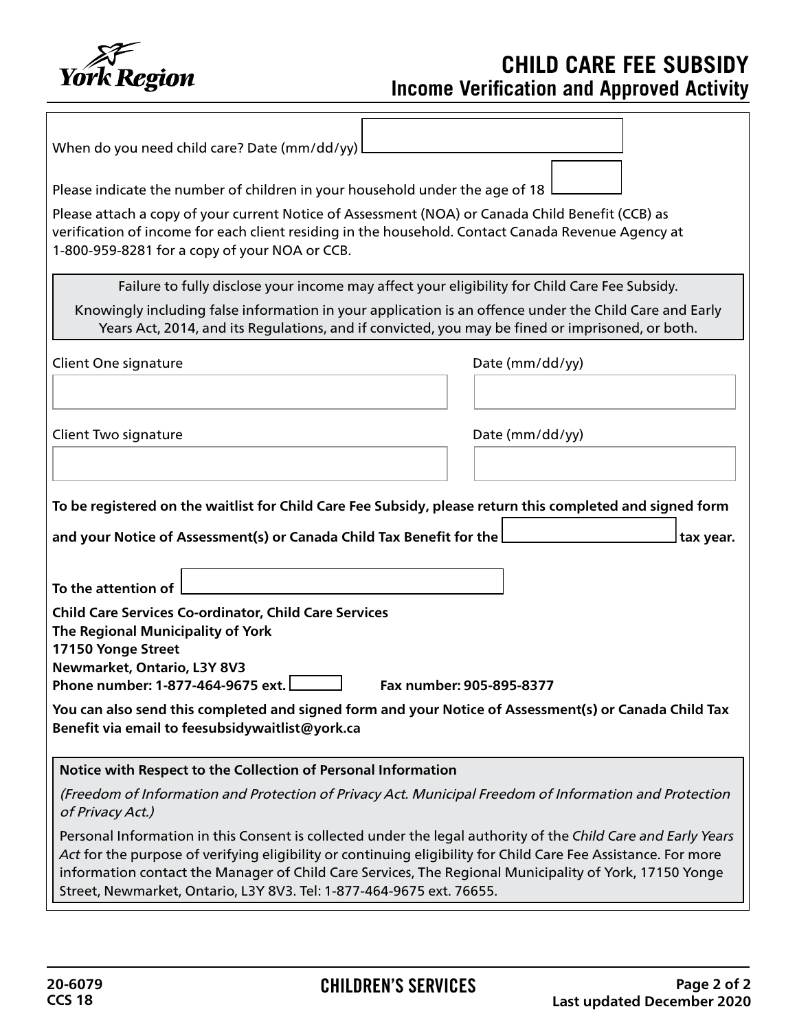# CHILD CARE FEE SUBSIDY
## Income Verification and Approved Activity

When do you need child care? Date (mm/dd/yy) ______________________

Please indicate the number of children in your household under the age of 18 ________

Please attach a copy of your current Notice of Assessment (NOA) or Canada Child Benefit (CCB) as verification of income for each client residing in the household. Contact Canada Revenue Agency at 1-800-959-8281 for a copy of your NOA or CCB.

> Failure to fully disclose your income may affect your eligibility for Child Care Fee Subsidy.
>
> Knowingly including false information in your application is an offence under the Child Care and Early Years Act, 2014, and its Regulations, and if convicted, you may be fined or imprisoned, or both.

| Client One signature | Date (mm/dd/yy) |
|---|---|
| | |

| Client Two signature | Date (mm/dd/yy) |
|---|---|
| | |

**To be registered on the waitlist for Child Care Fee Subsidy, please return this completed and signed form and your Notice of Assessment(s) or Canada Child Tax Benefit for the ______________________ tax year.**

**To the attention of ______________________**

**Child Care Services Co-ordinator, Child Care Services**
**The Regional Municipality of York**
**17150 Yonge Street**
**Newmarket, Ontario, L3Y 8V3**
**Phone number: 1-877-464-9675 ext. ________ Fax number: 905-895-8377**

**You can also send this completed and signed form and your Notice of Assessment(s) or Canada Child Tax Benefit via email to feesubsidywaitlist@york.ca**

**Notice with Respect to the Collection of Personal Information**

*(Freedom of Information and Protection of Privacy Act. Municipal Freedom of Information and Protection of Privacy Act.)*

Personal Information in this Consent is collected under the legal authority of the *Child Care and Early Years Act* for the purpose of verifying eligibility or continuing eligibility for Child Care Fee Assistance. For more information contact the Manager of Child Care Services, The Regional Municipality of York, 17150 Yonge Street, Newmarket, Ontario, L3Y 8V3. Tel: 1-877-464-9675 ext. 76655.

20-6079
CCS 18

CHILDREN'S SERVICES

Last updated December 2020